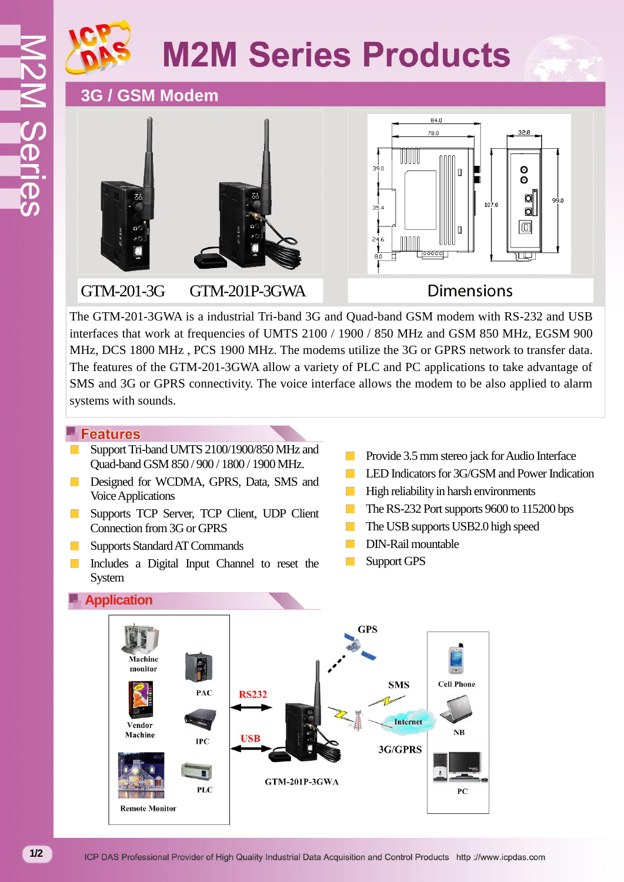# M2M Series Products

## 3G / GSM Modem

GTM-201-3G GTM-201P-3GWA

Dimensions

The GTM-201-3GWA is a industrial Tri-band 3G and Quad-band GSM modem with RS-232 and USB interfaces that work at frequencies of UMTS 2100 / 1900 / 850 MHz and GSM 850 MHz, EGSM 900 MHz, DCS 1800 MHz , PCS 1900 MHz. The modems utilize the 3G or GPRS network to transfer data. The features of the GTM-201-3GWA allow a variety of PLC and PC applications to take advantage of SMS and 3G or GPRS connectivity. The voice interface allows the modem to be also applied to alarm systems with sounds.

### Features

- Support Tri-band UMTS 2100/1900/850 MHz and Quad-band GSM 850 / 900 / 1800 / 1900 MHz.
- Designed for WCDMA, GPRS, Data, SMS and Voice Applications
- Supports TCP Server, TCP Client, UDP Client Connection from 3G or GPRS
- Supports Standard AT Commands
- Includes a Digital Input Channel to reset the System
- Provide 3.5 mm stereo jack for Audio Interface
- LED Indicators for 3G/GSM and Power Indication
- High reliability in harsh environments
- The RS-232 Port supports 9600 to 115200 bps
- The USB supports USB2.0 high speed
- DIN-Rail mountable
- Support GPS

### Application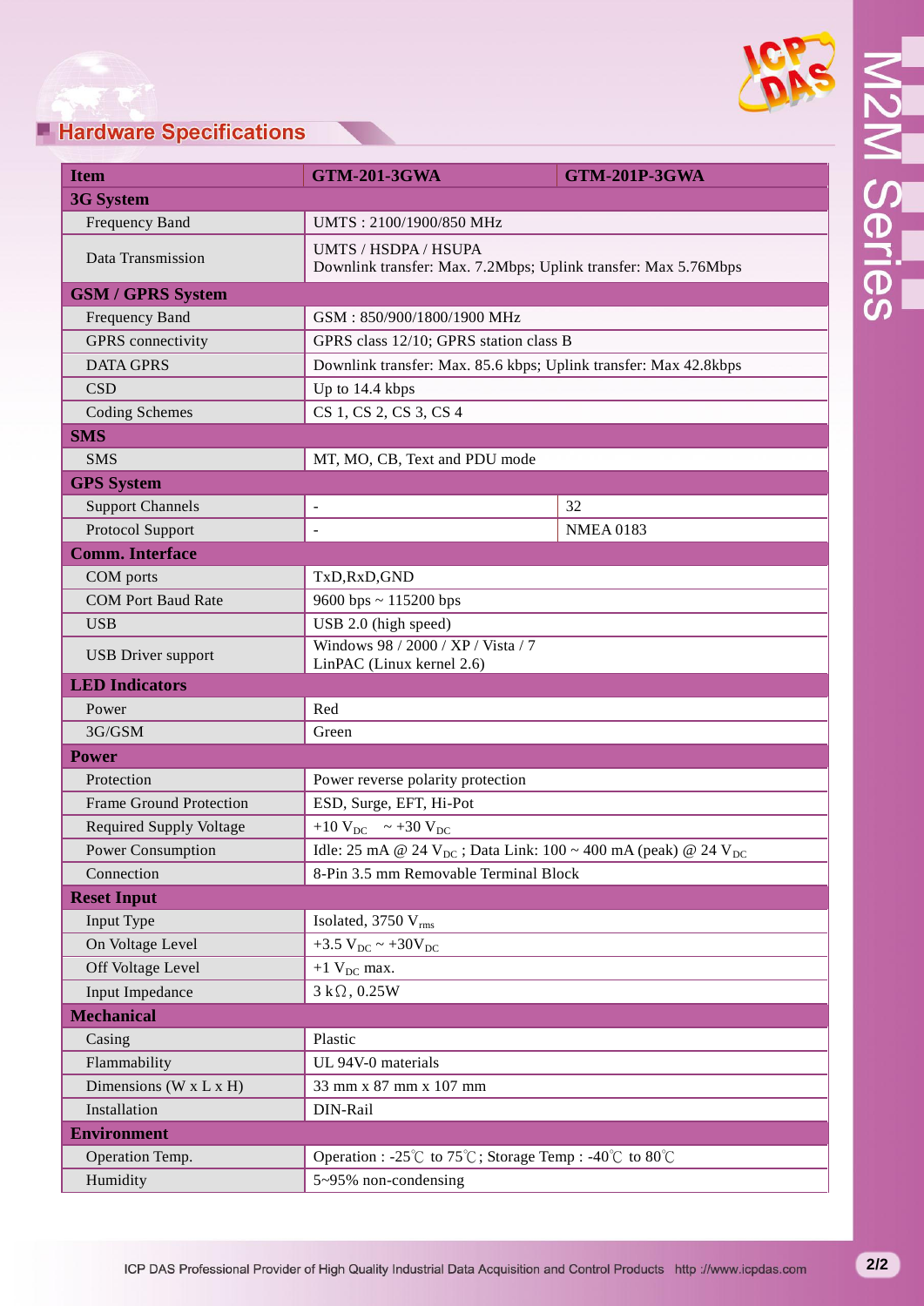## Hardware Specifications

| Item | GTM-201-3GWA | GTM-201P-3GWA |
|---|---|---|
| **3G System** | | |
| Frequency Band | UMTS : 2100/1900/850 MHz | |
| Data Transmission | UMTS / HSDPA / HSUPA<br>Downlink transfer: Max. 7.2Mbps; Uplink transfer: Max 5.76Mbps | |
| **GSM / GPRS System** | | |
| Frequency Band | GSM : 850/900/1800/1900 MHz | |
| GPRS connectivity | GPRS class 12/10; GPRS station class B | |
| DATA GPRS | Downlink transfer: Max. 85.6 kbps; Uplink transfer: Max 42.8kbps | |
| CSD | Up to 14.4 kbps | |
| Coding Schemes | CS 1, CS 2, CS 3, CS 4 | |
| **SMS** | | |
| SMS | MT, MO, CB, Text and PDU mode | |
| **GPS System** | | |
| Support Channels | - | 32 |
| Protocol Support | - | NMEA 0183 |
| **Comm. Interface** | | |
| COM ports | TxD,RxD,GND | |
| COM Port Baud Rate | 9600 bps ~ 115200 bps | |
| USB | USB 2.0 (high speed) | |
| USB Driver support | Windows 98 / 2000 / XP / Vista / 7<br>LinPAC (Linux kernel 2.6) | |
| **LED Indicators** | | |
| Power | Red | |
| 3G/GSM | Green | |
| **Power** | | |
| Protection | Power reverse polarity protection | |
| Frame Ground Protection | ESD, Surge, EFT, Hi-Pot | |
| Required Supply Voltage | +10 $V_{DC}$ ~ +30 $V_{DC}$ | |
| Power Consumption | Idle: 25 mA @ 24 $V_{DC}$ ; Data Link: 100 ~ 400 mA (peak) @ 24 $V_{DC}$ | |
| Connection | 8-Pin 3.5 mm Removable Terminal Block | |
| **Reset Input** | | |
| Input Type | Isolated, 3750 $V_{rms}$ | |
| On Voltage Level | +3.5 $V_{DC}$ ~ +30$V_{DC}$ | |
| Off Voltage Level | +1 $V_{DC}$ max. | |
| Input Impedance | 3 kΩ, 0.25W | |
| **Mechanical** | | |
| Casing | Plastic | |
| Flammability | UL 94V-0 materials | |
| Dimensions (W x L x H) | 33 mm x 87 mm x 107 mm | |
| Installation | DIN-Rail | |
| **Environment** | | |
| Operation Temp. | Operation : -25℃ to 75℃; Storage Temp : -40℃ to 80℃ | |
| Humidity | 5~95% non-condensing | |